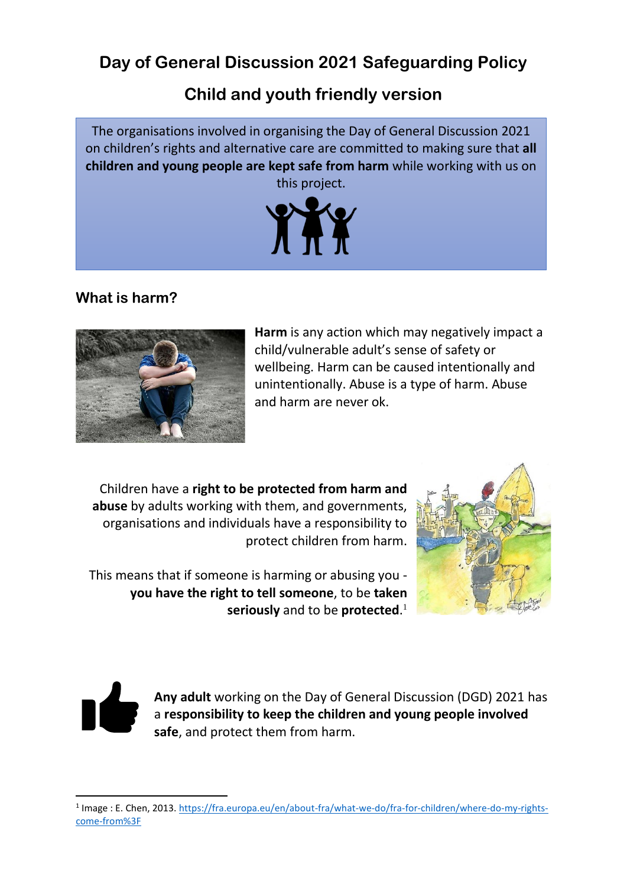# Day of General Discussion 2021 Safeguarding Policy

## Child and youth friendly version

The organisations involved in organising the Day of General Discussion 2021 on children's rights and alternative care are committed to making sure that **all children and young people are kept safe from harm** while working with us on this project.

### What is harm?

**Harm** is any action which may negatively impact a child/vulnerable adult's sense of safety or wellbeing. Harm can be caused intentionally and unintentionally. Abuse is a type of harm. Abuse and harm are never ok.

Children have a **right to be protected from harm and abuse** by adults working with them, and governments, organisations and individuals have a responsibility to protect children from harm.

This means that if someone is harming or abusing you - **you have the right to tell someone**, to be **taken seriously** and to be **protected**.[1]

**Any adult** working on the Day of General Discussion (DGD) 2021 has a **responsibility to keep the children and young people involved safe**, and protect them from harm.

[1] Image : E. Chen, 2013. https://fra.europa.eu/en/about-fra/what-we-do/fra-for-children/where-do-my-rights-come-from%3F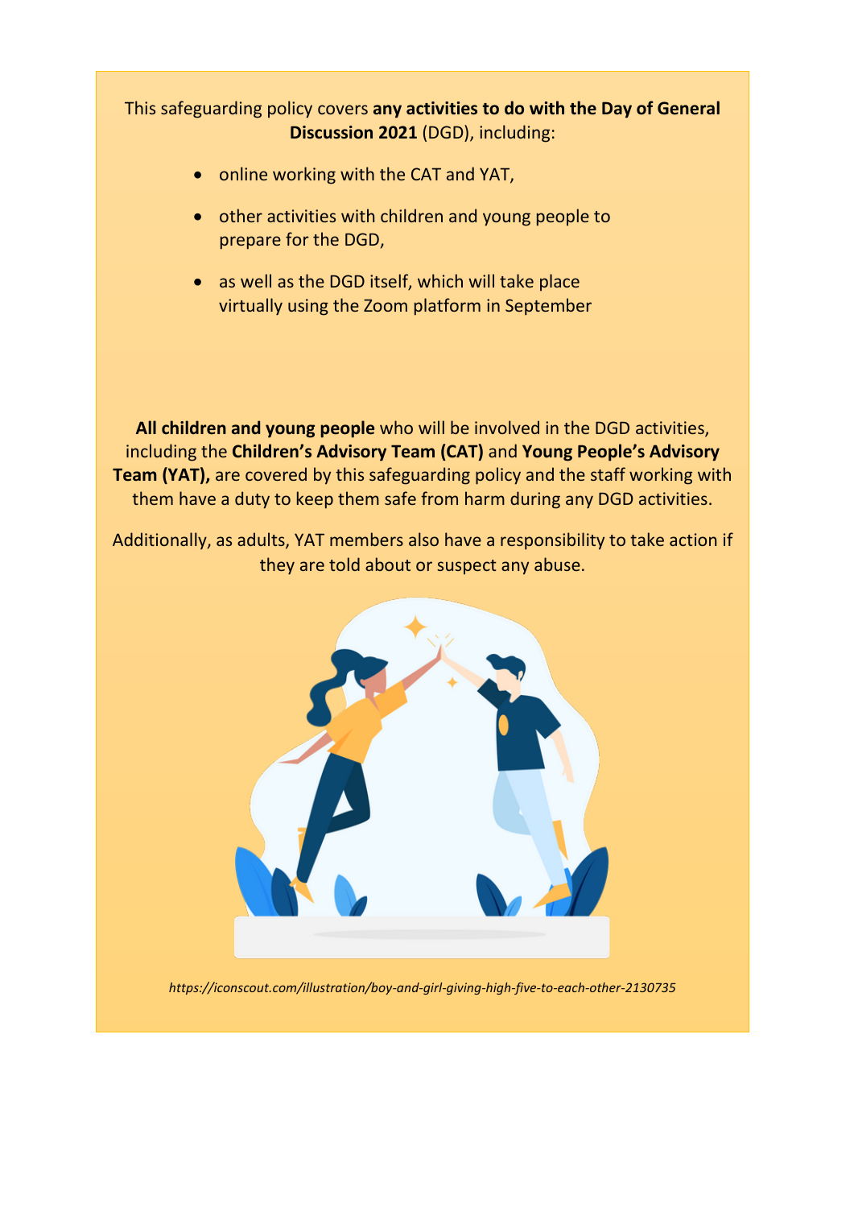This safeguarding policy covers **any activities to do with the Day of General Discussion 2021** (DGD), including:

- online working with the CAT and YAT,
- other activities with children and young people to prepare for the DGD,
- as well as the DGD itself, which will take place virtually using the Zoom platform in September

**All children and young people** who will be involved in the DGD activities, including the **Children's Advisory Team (CAT)** and **Young People's Advisory Team (YAT),** are covered by this safeguarding policy and the staff working with them have a duty to keep them safe from harm during any DGD activities.

Additionally, as adults, YAT members also have a responsibility to take action if they are told about or suspect any abuse.

*https://iconscout.com/illustration/boy-and-girl-giving-high-five-to-each-other-2130735*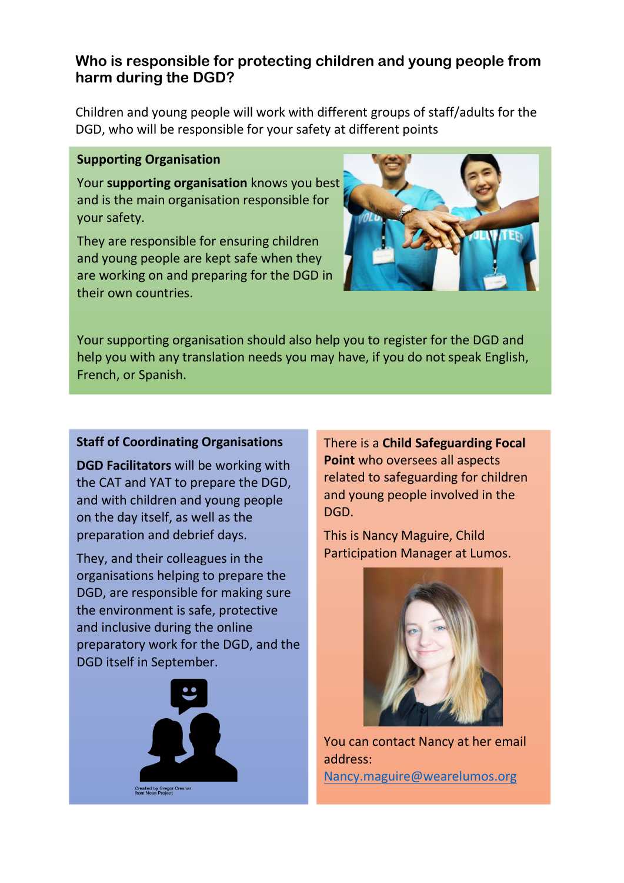## Who is responsible for protecting children and young people from harm during the DGD?

Children and young people will work with different groups of staff/adults for the DGD, who will be responsible for your safety at different points

### Supporting Organisation

Your **supporting organisation** knows you best and is the main organisation responsible for your safety.

They are responsible for ensuring children and young people are kept safe when they are working on and preparing for the DGD in their own countries.

Your supporting organisation should also help you to register for the DGD and help you with any translation needs you may have, if you do not speak English, French, or Spanish.

### Staff of Coordinating Organisations

**DGD Facilitators** will be working with the CAT and YAT to prepare the DGD, and with children and young people on the day itself, as well as the preparation and debrief days.

They, and their colleagues in the organisations helping to prepare the DGD, are responsible for making sure the environment is safe, protective and inclusive during the online preparatory work for the DGD, and the DGD itself in September.

Created by Gregor Cresnar from Noun Project

There is a **Child Safeguarding Focal Point** who oversees all aspects related to safeguarding for children and young people involved in the DGD.

This is Nancy Maguire, Child Participation Manager at Lumos.

You can contact Nancy at her email address: Nancy.maguire@wearelumos.org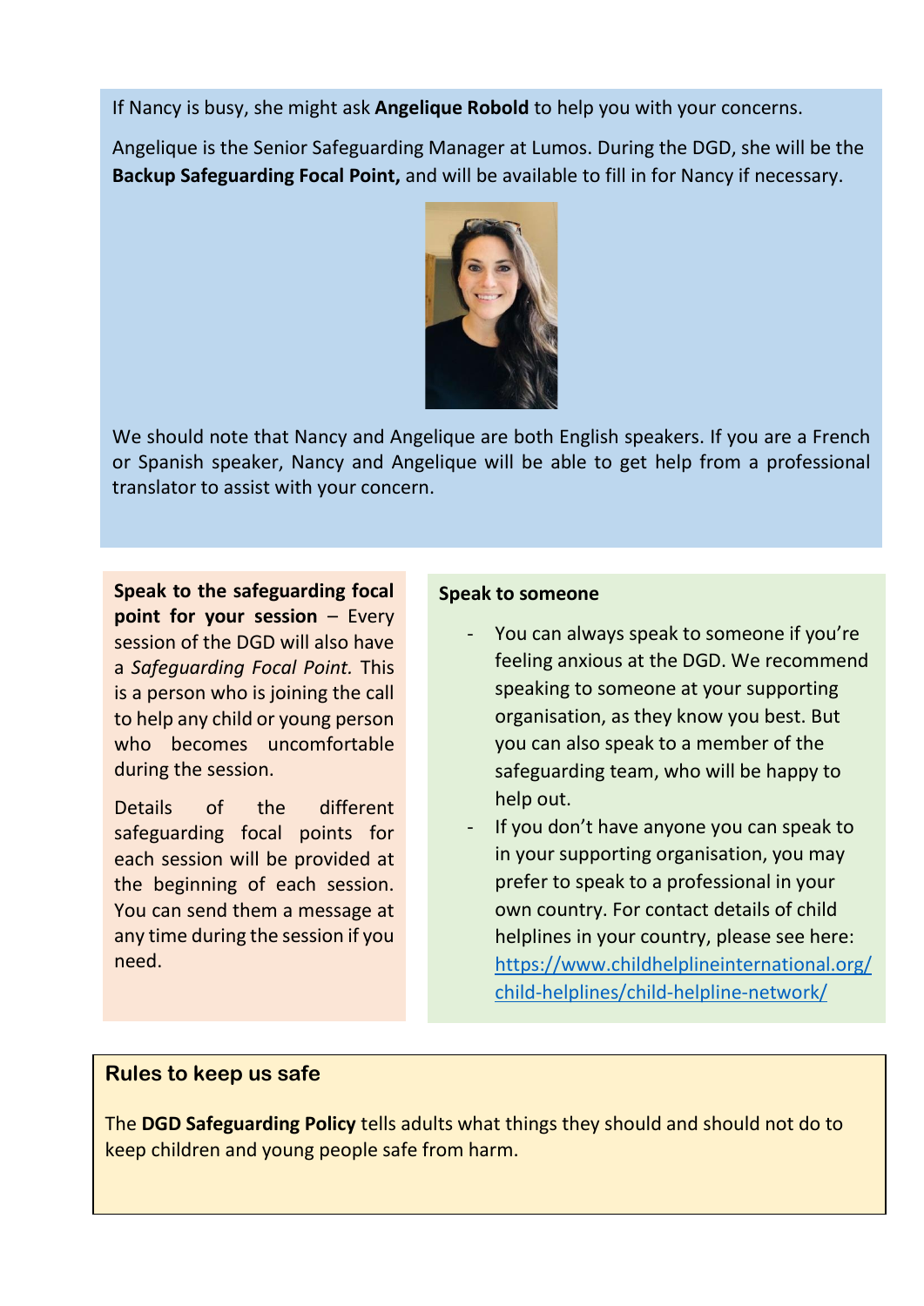If Nancy is busy, she might ask **Angelique Robold** to help you with your concerns.

Angelique is the Senior Safeguarding Manager at Lumos. During the DGD, she will be the **Backup Safeguarding Focal Point,** and will be available to fill in for Nancy if necessary.

We should note that Nancy and Angelique are both English speakers. If you are a French or Spanish speaker, Nancy and Angelique will be able to get help from a professional translator to assist with your concern.

**Speak to the safeguarding focal point for your session** – Every session of the DGD will also have a *Safeguarding Focal Point.* This is a person who is joining the call to help any child or young person who becomes uncomfortable during the session.

Details of the different safeguarding focal points for each session will be provided at the beginning of each session. You can send them a message at any time during the session if you need.

**Speak to someone**

- You can always speak to someone if you're feeling anxious at the DGD. We recommend speaking to someone at your supporting organisation, as they know you best. But you can also speak to a member of the safeguarding team, who will be happy to help out.
- If you don't have anyone you can speak to in your supporting organisation, you may prefer to speak to a professional in your own country. For contact details of child helplines in your country, please see here: https://www.childhelplineinternational.org/child-helplines/child-helpline-network/

## Rules to keep us safe

The **DGD Safeguarding Policy** tells adults what things they should and should not do to keep children and young people safe from harm.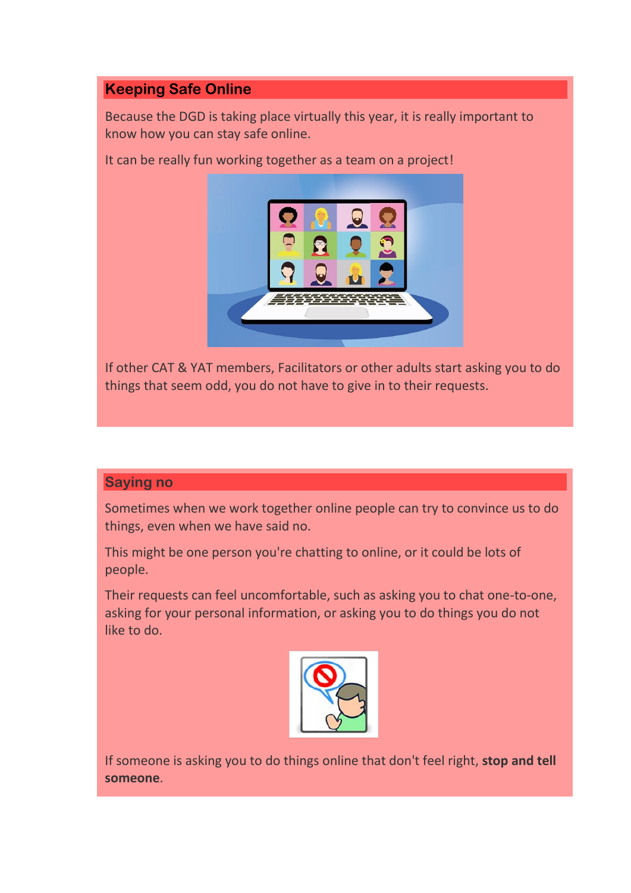## Keeping Safe Online

Because the DGD is taking place virtually this year, it is really important to know how you can stay safe online.

It can be really fun working together as a team on a project!

If other CAT & YAT members, Facilitators or other adults start asking you to do things that seem odd, you do not have to give in to their requests.

## Saying no

Sometimes when we work together online people can try to convince us to do things, even when we have said no.

This might be one person you're chatting to online, or it could be lots of people.

Their requests can feel uncomfortable, such as asking you to chat one-to-one, asking for your personal information, or asking you to do things you do not like to do.

If someone is asking you to do things online that don't feel right, **stop and tell someone**.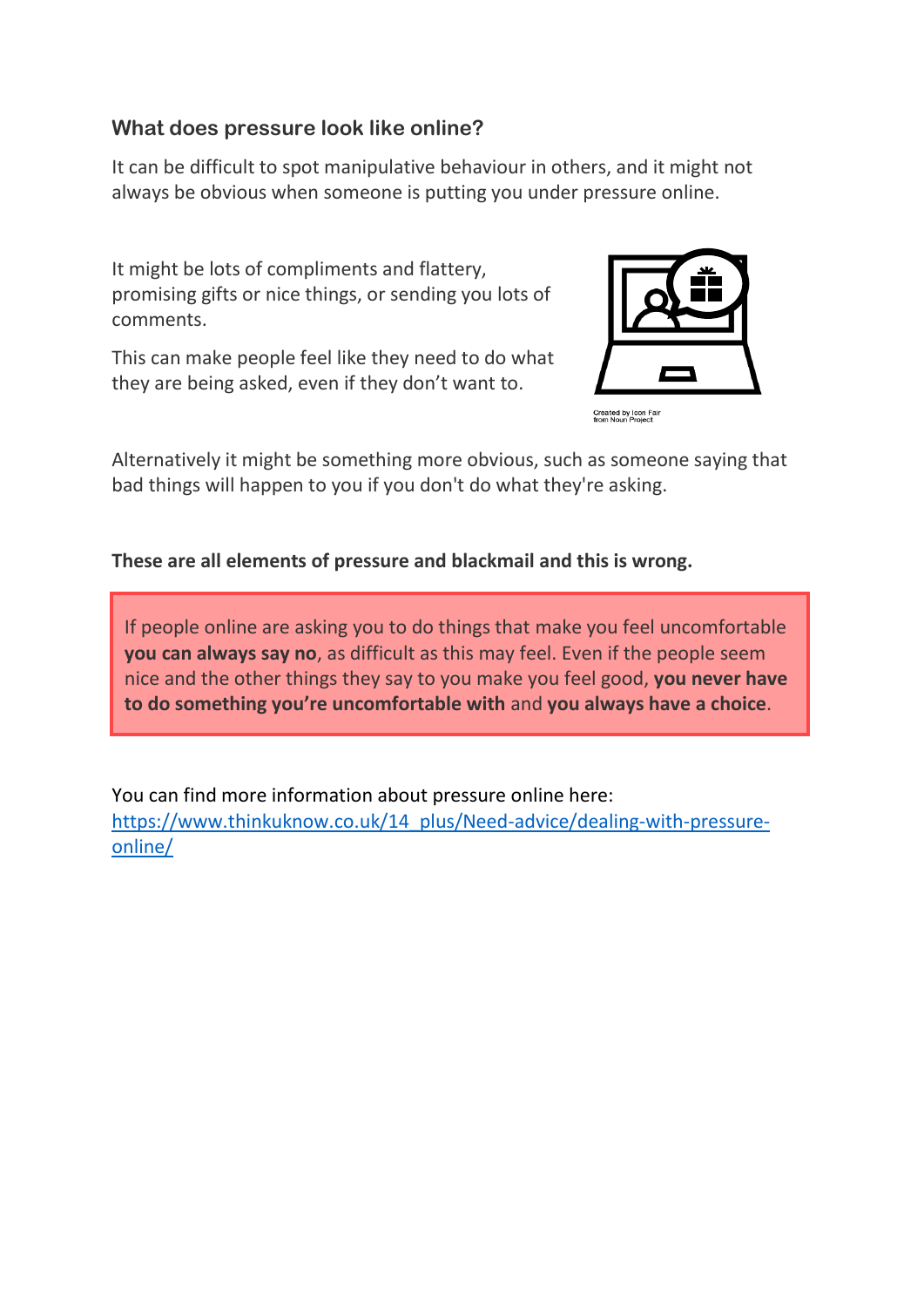### What does pressure look like online?

It can be difficult to spot manipulative behaviour in others, and it might not always be obvious when someone is putting you under pressure online.

It might be lots of compliments and flattery, promising gifts or nice things, or sending you lots of comments.

This can make people feel like they need to do what they are being asked, even if they don't want to.

Created by Icon Fair from Noun Project

Alternatively it might be something more obvious, such as someone saying that bad things will happen to you if you don't do what they're asking.

**These are all elements of pressure and blackmail and this is wrong.**

If people online are asking you to do things that make you feel uncomfortable **you can always say no**, as difficult as this may feel. Even if the people seem nice and the other things they say to you make you feel good, **you never have to do something you're uncomfortable with** and **you always have a choice**.

You can find more information about pressure online here: [https://www.thinkuknow.co.uk/14_plus/Need-advice/dealing-with-pressure-online/](https://www.thinkuknow.co.uk/14_plus/Need-advice/dealing-with-pressure-online/)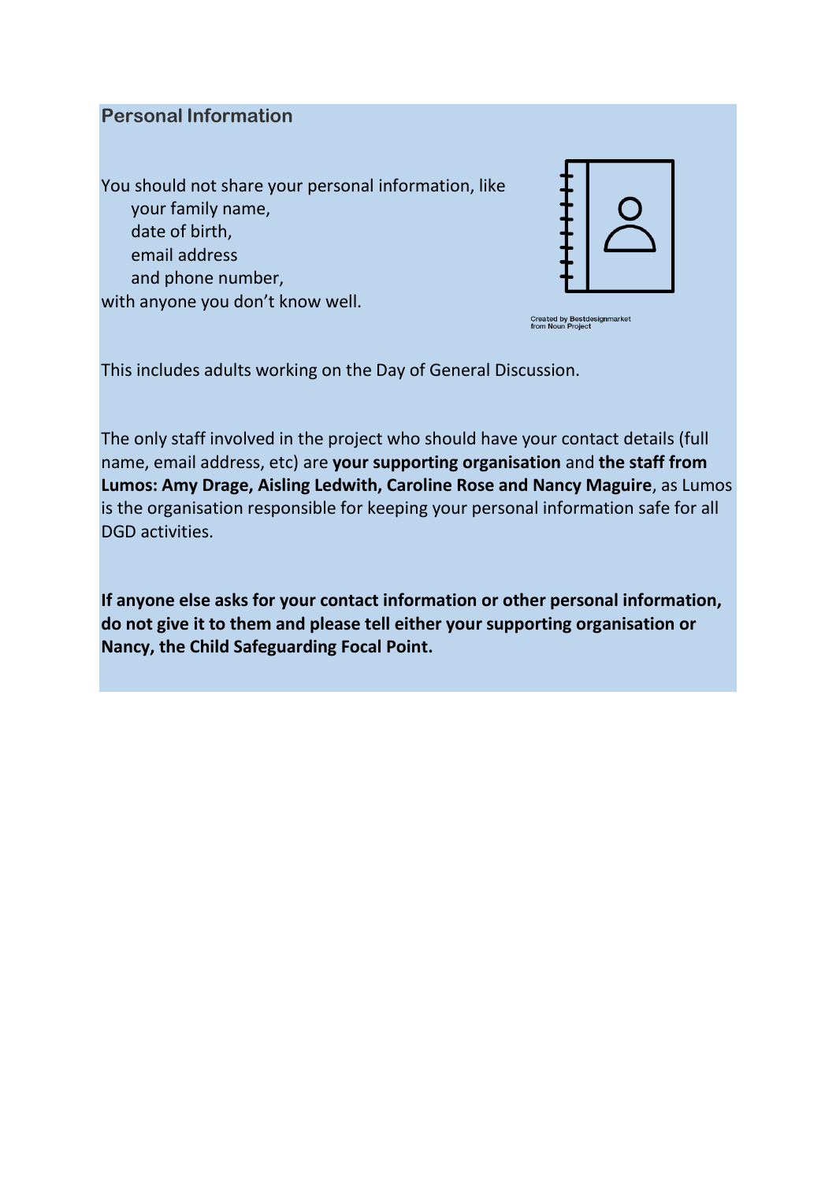## Personal Information

You should not share your personal information, like
- your family name,
- date of birth,
- email address
- and phone number,

with anyone you don't know well.

Created by Bestdesignmarket from Noun Project

This includes adults working on the Day of General Discussion.

The only staff involved in the project who should have your contact details (full name, email address, etc) are **your supporting organisation** and **the staff from Lumos: Amy Drage, Aisling Ledwith, Caroline Rose and Nancy Maguire**, as Lumos is the organisation responsible for keeping your personal information safe for all DGD activities.

**If anyone else asks for your contact information or other personal information, do not give it to them and please tell either your supporting organisation or Nancy, the Child Safeguarding Focal Point.**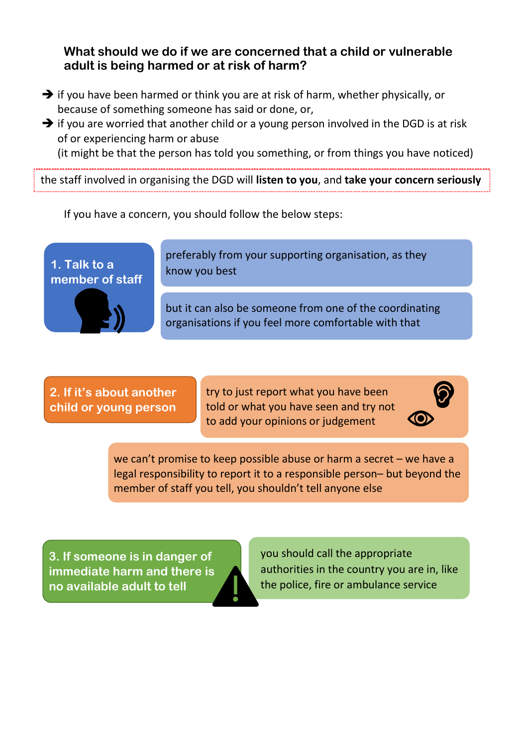## What should we do if we are concerned that a child or vulnerable adult is being harmed or at risk of harm?

- ➔ if you have been harmed or think you are at risk of harm, whether physically, or because of something someone has said or done, or,
- ➔ if you are worried that another child or a young person involved in the DGD is at risk of or experiencing harm or abuse
  (it might be that the person has told you something, or from things you have noticed)

the staff involved in organising the DGD will **listen to you**, and **take your concern seriously**

If you have a concern, you should follow the below steps:

**1. Talk to a member of staff**

- preferably from your supporting organisation, as they know you best
- but it can also be someone from one of the coordinating organisations if you feel more comfortable with that

**2. If it's about another child or young person**

- try to just report what you have been told or what you have seen and try not to add your opinions or judgement
- we can't promise to keep possible abuse or harm a secret – we have a legal responsibility to report it to a responsible person– but beyond the member of staff you tell, you shouldn't tell anyone else

**3. If someone is in danger of immediate harm and there is no available adult to tell**

- you should call the appropriate authorities in the country you are in, like the police, fire or ambulance service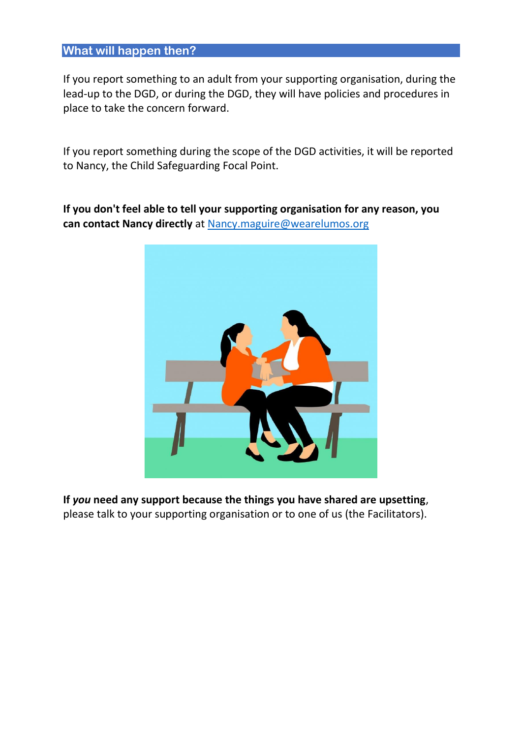## What will happen then?

If you report something to an adult from your supporting organisation, during the lead-up to the DGD, or during the DGD, they will have policies and procedures in place to take the concern forward.

If you report something during the scope of the DGD activities, it will be reported to Nancy, the Child Safeguarding Focal Point.

**If you don't feel able to tell your supporting organisation for any reason, you can contact Nancy directly** at [Nancy.maguire@wearelumos.org](mailto:Nancy.maguire@wearelumos.org)

**If *you* need any support because the things you have shared are upsetting**, please talk to your supporting organisation or to one of us (the Facilitators).